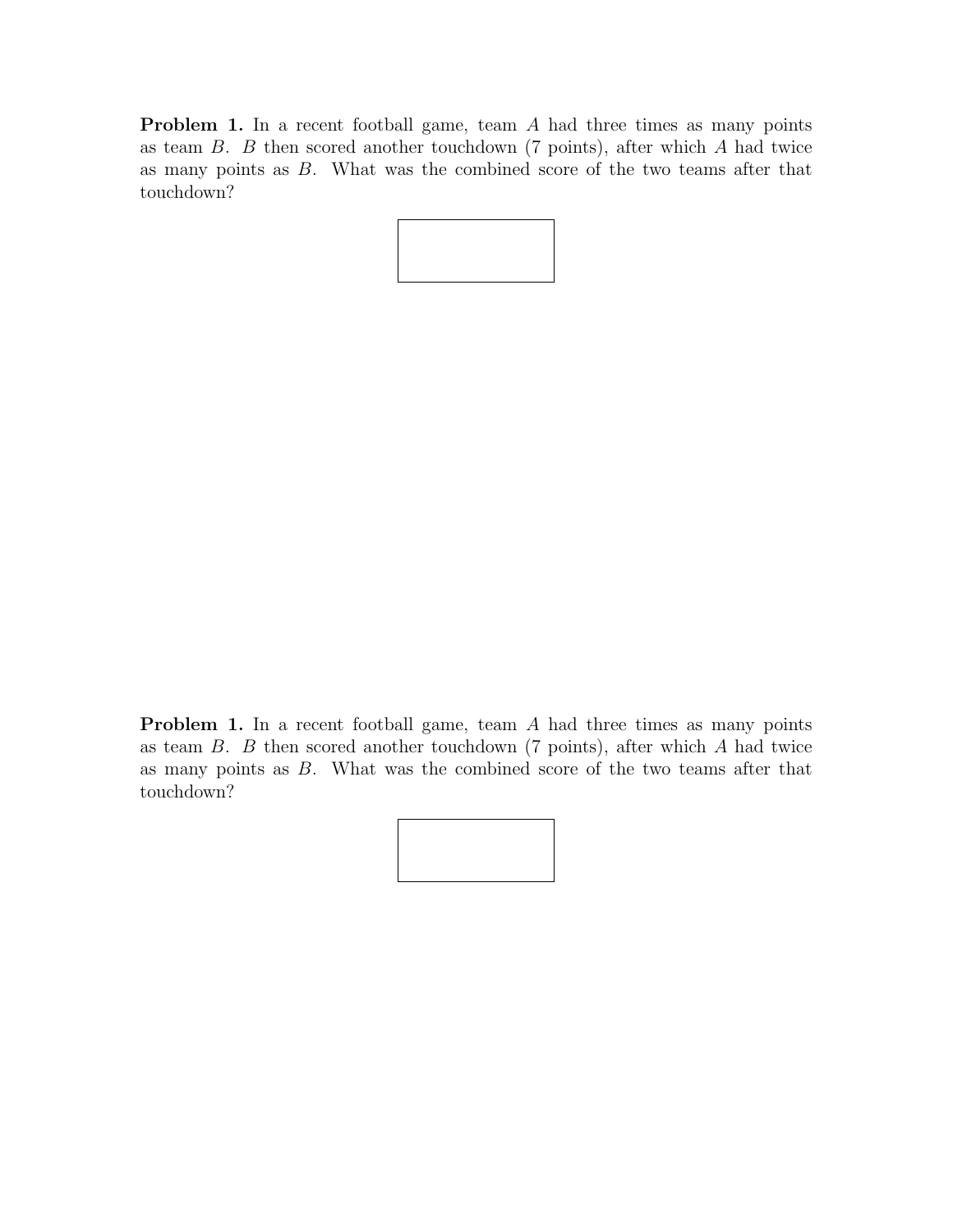**Problem 1.** In a recent football game, team $A$ had three times as many points as team $B$. $B$ then scored another touchdown (7 points), after which $A$ had twice as many points as $B$. What was the combined score of the two teams after that touchdown?

**Problem 1.** In a recent football game, team $A$ had three times as many points as team $B$. $B$ then scored another touchdown (7 points), after which $A$ had twice as many points as $B$. What was the combined score of the two teams after that touchdown?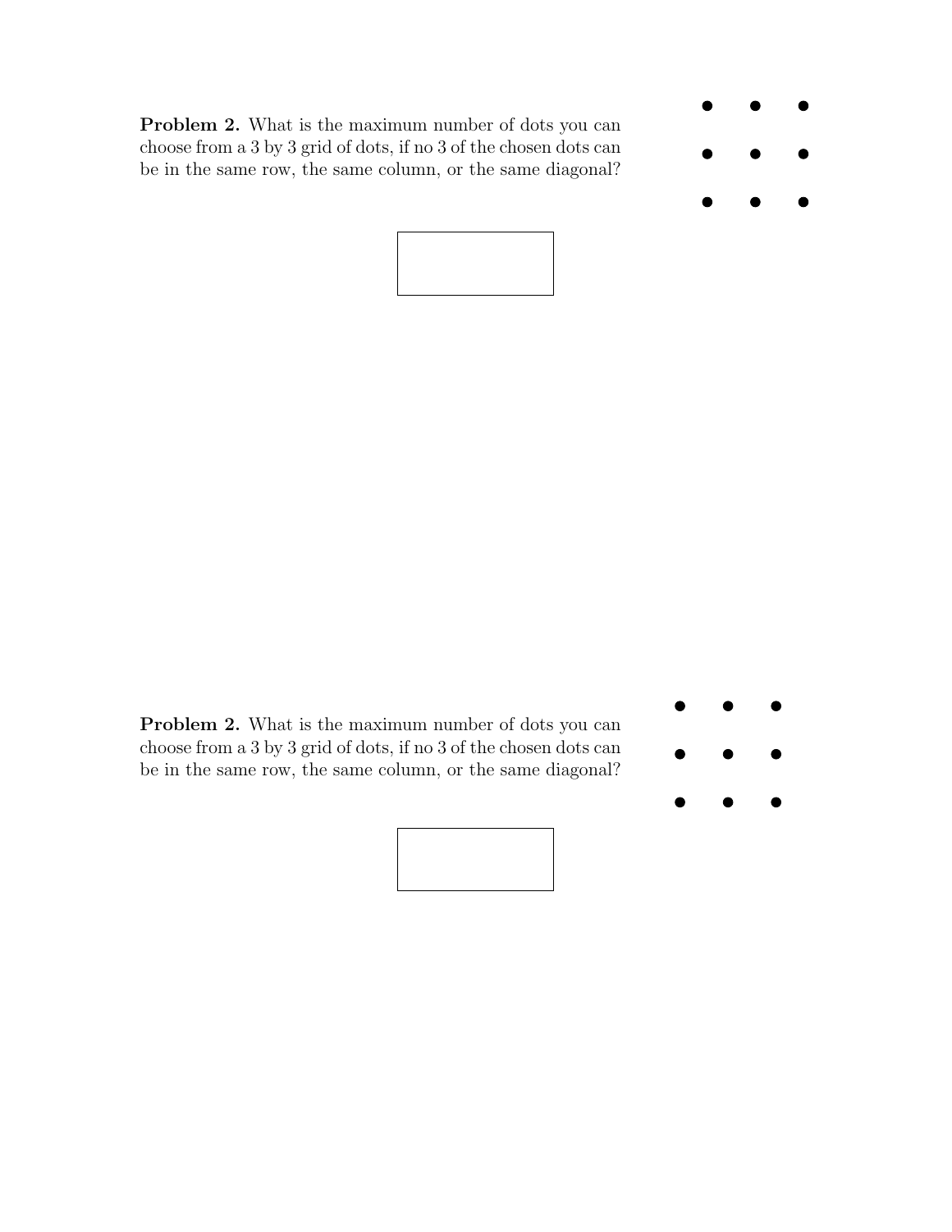**Problem 2.** What is the maximum number of dots you can choose from a 3 by 3 grid of dots, if no 3 of the chosen dots can be in the same row, the same column, or the same diagonal?

**Problem 2.** What is the maximum number of dots you can choose from a 3 by 3 grid of dots, if no 3 of the chosen dots can be in the same row, the same column, or the same diagonal?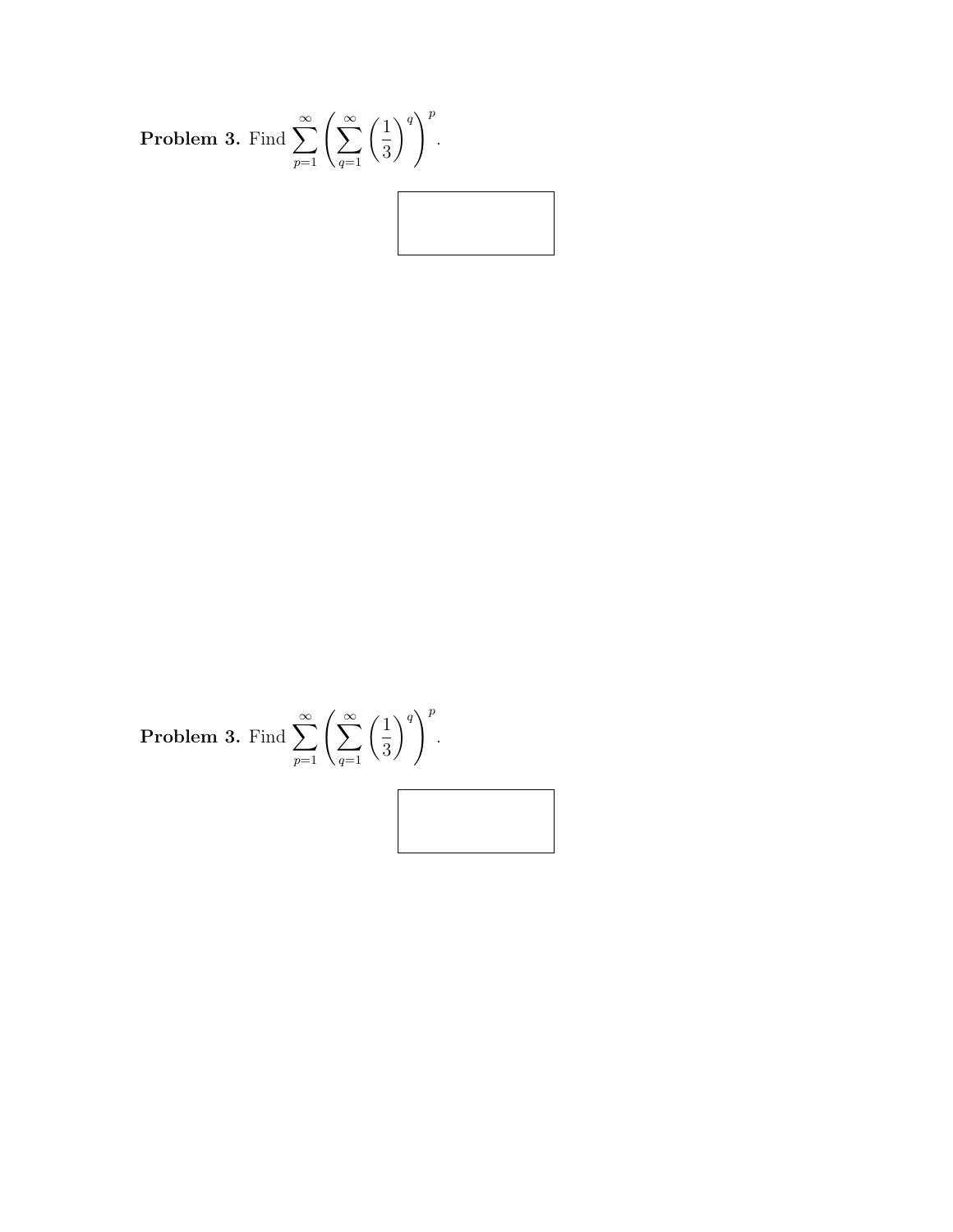**Problem 3.** Find $\displaystyle\sum_{p=1}^{\infty}\left(\sum_{q=1}^{\infty}\left(\frac{1}{3}\right)^{q}\right)^{p}$.

**Problem 3.** Find $\displaystyle\sum_{p=1}^{\infty}\left(\sum_{q=1}^{\infty}\left(\frac{1}{3}\right)^{q}\right)^{p}$.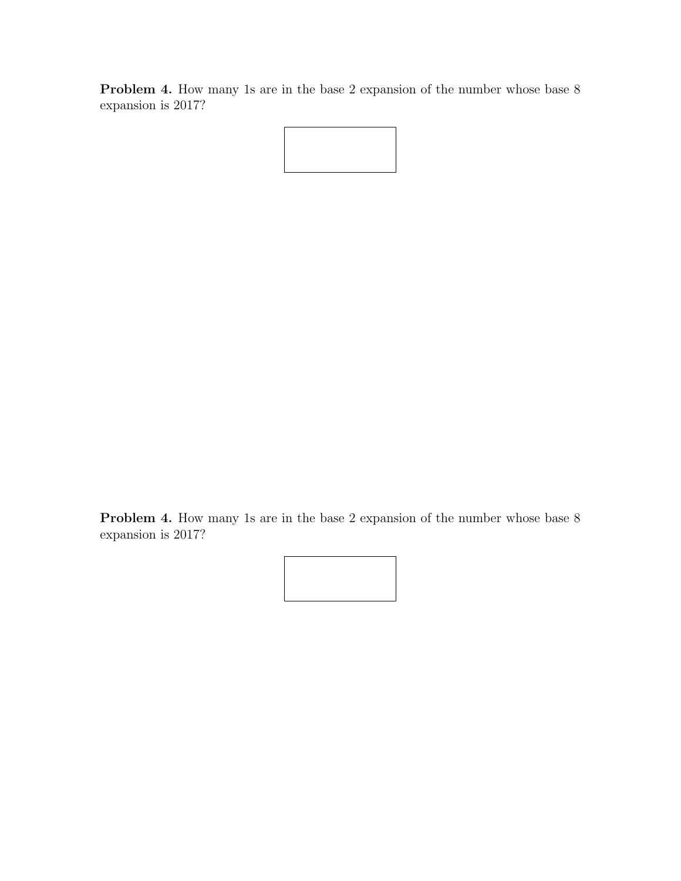**Problem 4.** How many 1s are in the base 2 expansion of the number whose base 8 expansion is 2017?

**Problem 4.** How many 1s are in the base 2 expansion of the number whose base 8 expansion is 2017?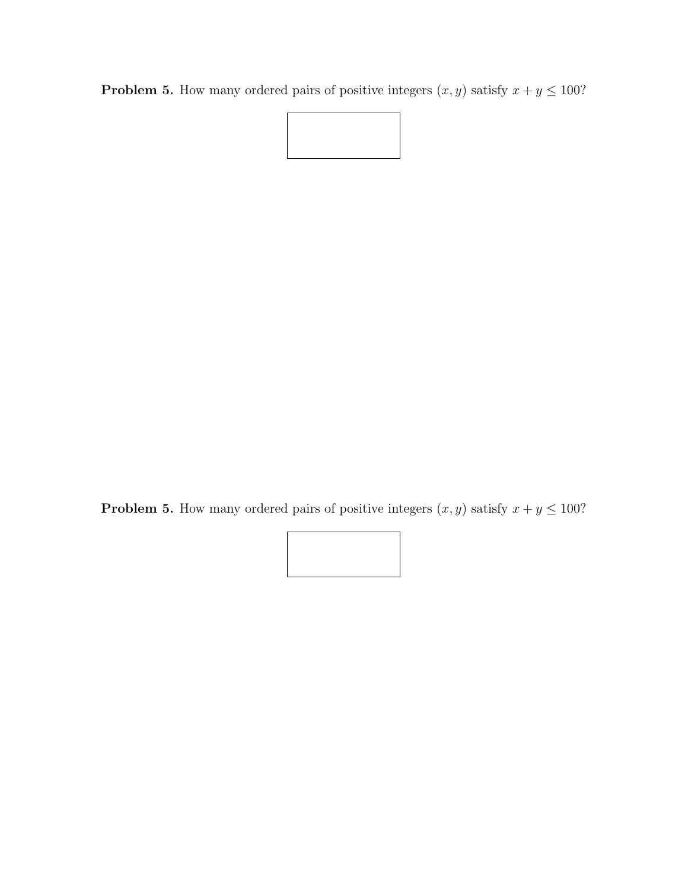**Problem 5.** How many ordered pairs of positive integers $(x, y)$ satisfy $x + y \leq 100$?

**Problem 5.** How many ordered pairs of positive integers $(x, y)$ satisfy $x + y \leq 100$?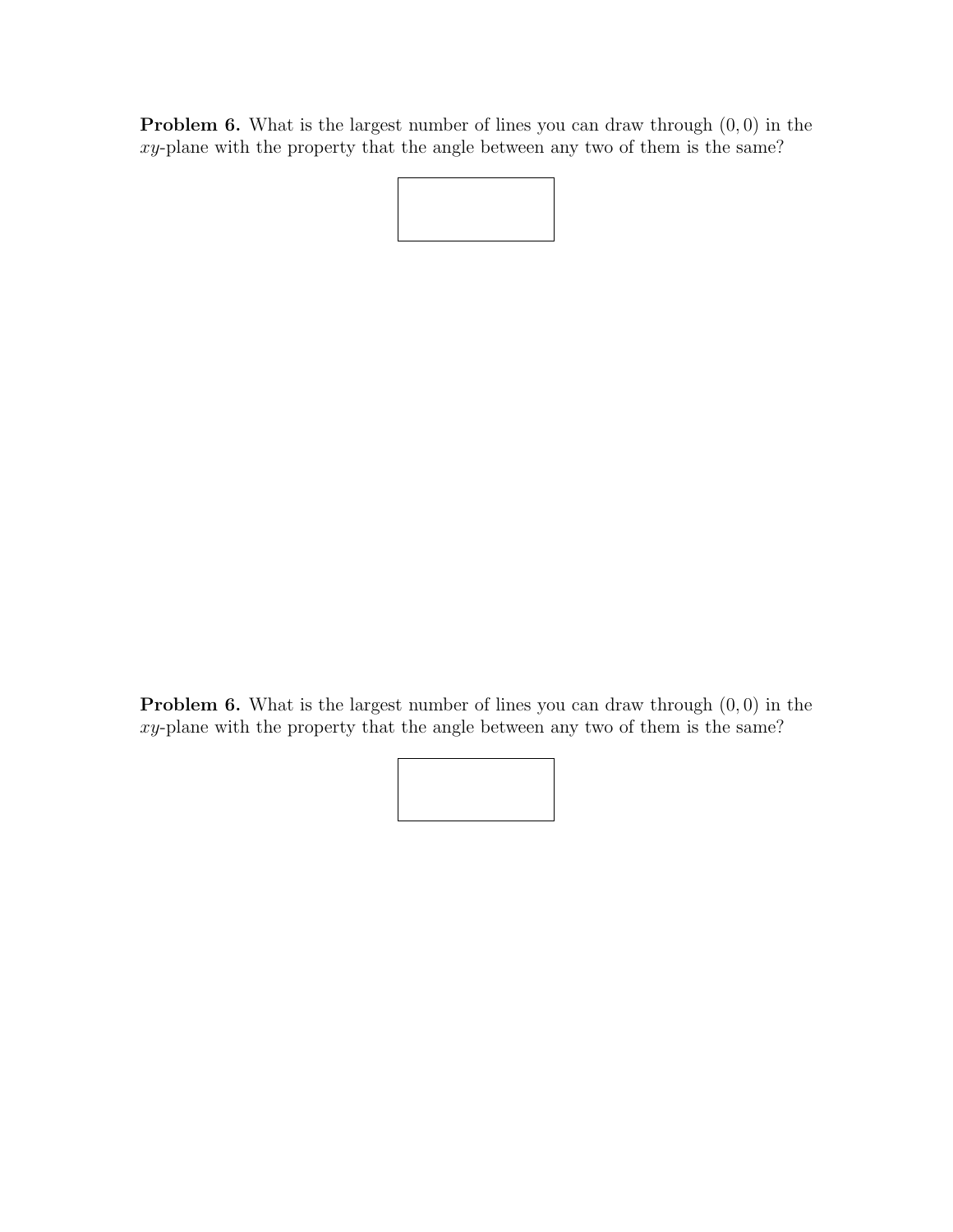**Problem 6.** What is the largest number of lines you can draw through $(0, 0)$ in the $xy$-plane with the property that the angle between any two of them is the same?

**Problem 6.** What is the largest number of lines you can draw through $(0, 0)$ in the $xy$-plane with the property that the angle between any two of them is the same?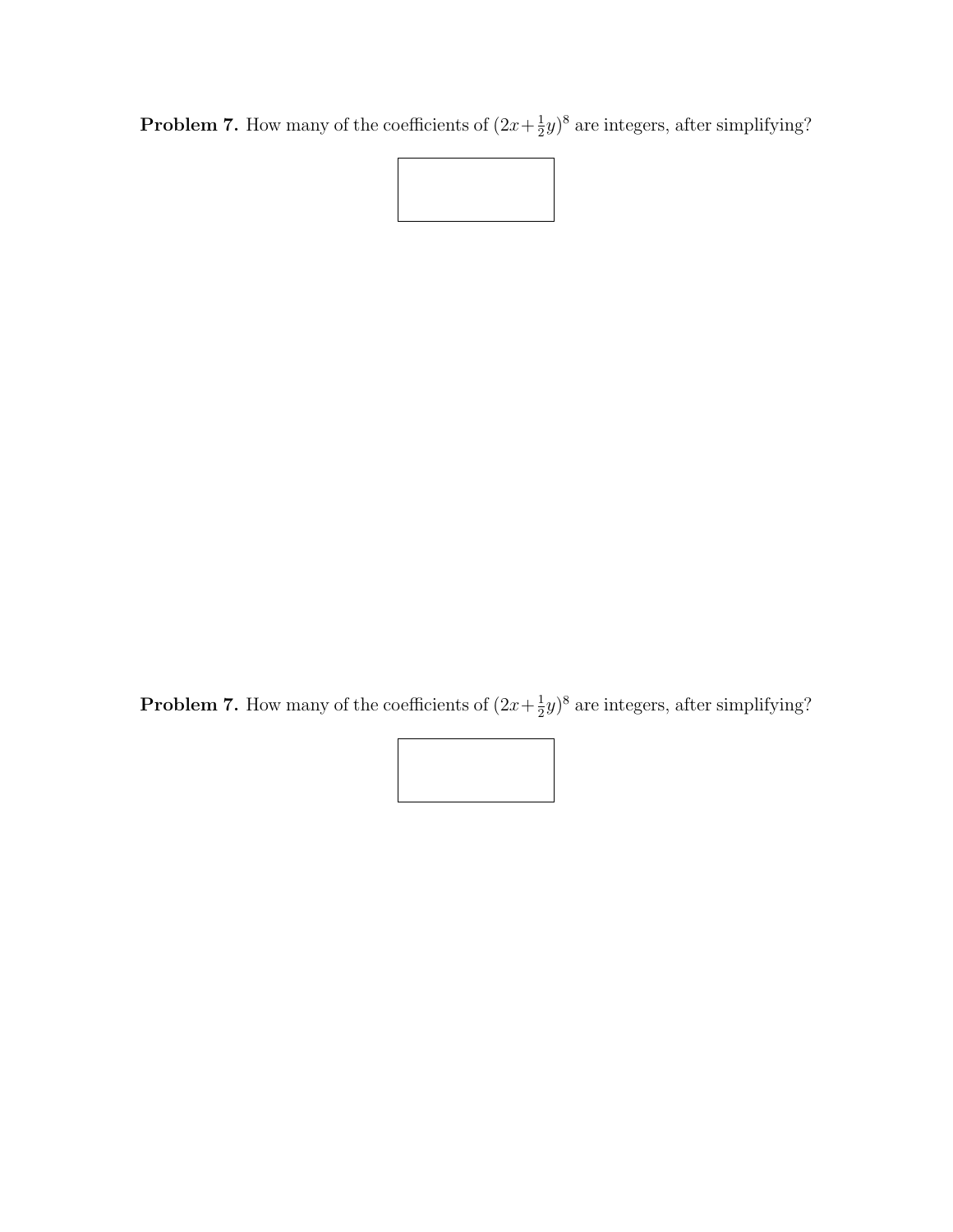**Problem 7.** How many of the coefficients of $(2x+\frac{1}{2}y)^8$ are integers, after simplifying?

**Problem 7.** How many of the coefficients of $(2x+\frac{1}{2}y)^8$ are integers, after simplifying?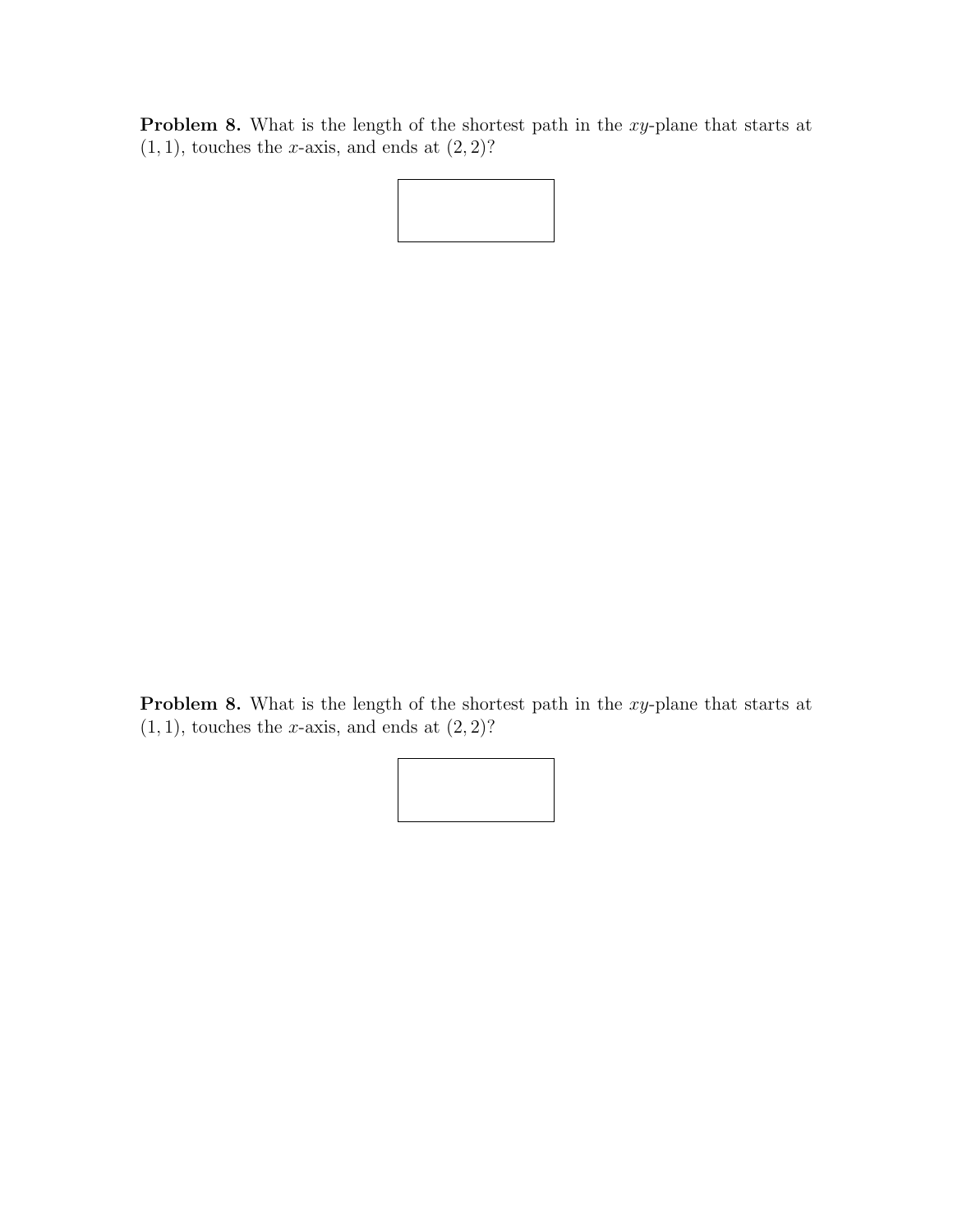**Problem 8.** What is the length of the shortest path in the $xy$-plane that starts at $(1, 1)$, touches the $x$-axis, and ends at $(2, 2)$?

**Problem 8.** What is the length of the shortest path in the $xy$-plane that starts at $(1, 1)$, touches the $x$-axis, and ends at $(2, 2)$?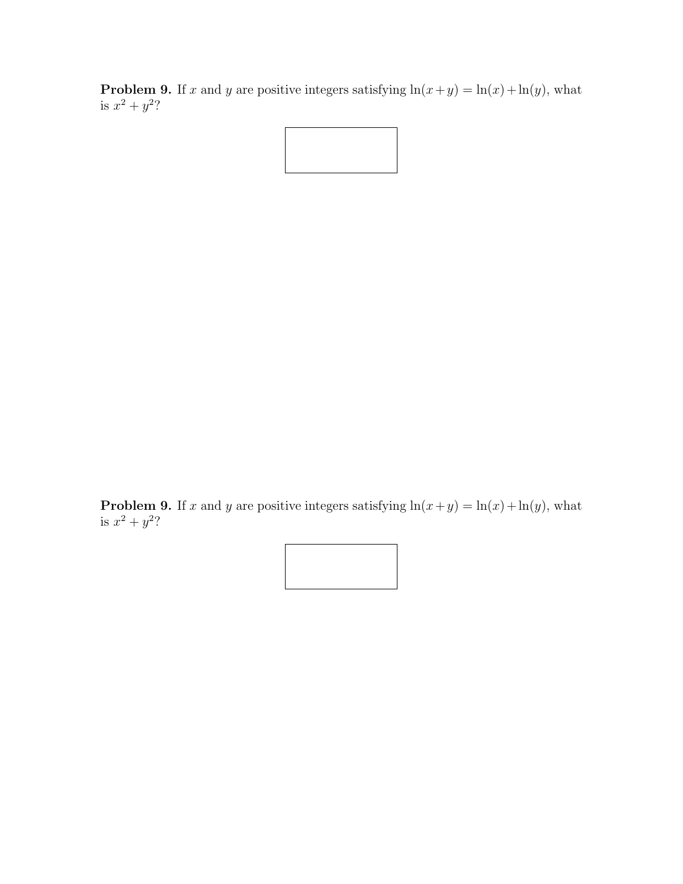**Problem 9.** If $x$ and $y$ are positive integers satisfying $\ln(x+y) = \ln(x)+\ln(y)$, what is $x^2 + y^2$?

**Problem 9.** If $x$ and $y$ are positive integers satisfying $\ln(x+y) = \ln(x)+\ln(y)$, what is $x^2 + y^2$?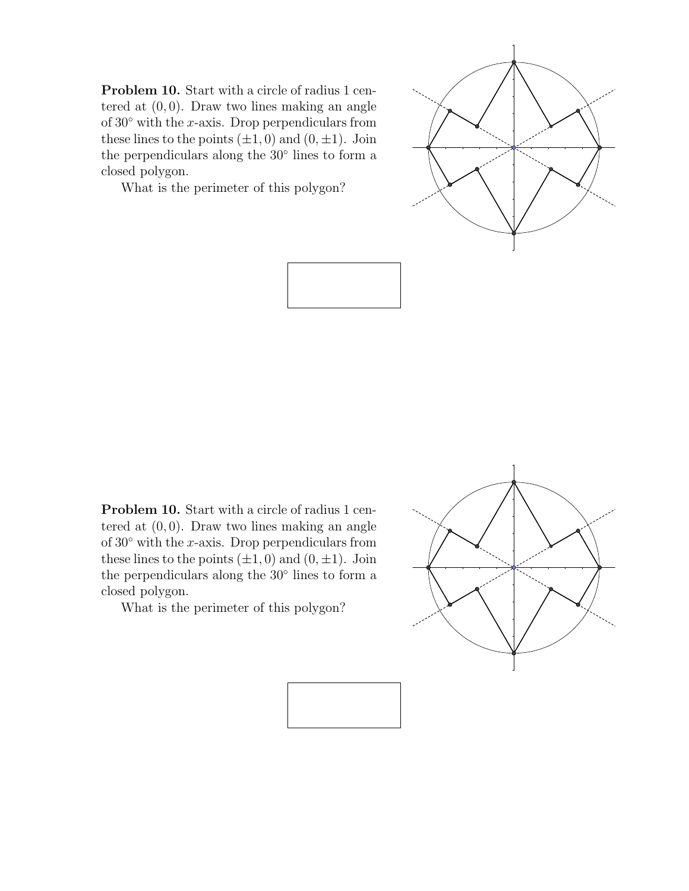**Problem 10.** Start with a circle of radius 1 centered at $(0, 0)$. Draw two lines making an angle of $30^\circ$ with the $x$-axis. Drop perpendiculars from these lines to the points $(\pm 1, 0)$ and $(0, \pm 1)$. Join the perpendiculars along the $30^\circ$ lines to form a closed polygon.

What is the perimeter of this polygon?

**Problem 10.** Start with a circle of radius 1 centered at $(0, 0)$. Draw two lines making an angle of $30^\circ$ with the $x$-axis. Drop perpendiculars from these lines to the points $(\pm 1, 0)$ and $(0, \pm 1)$. Join the perpendiculars along the $30^\circ$ lines to form a closed polygon.

What is the perimeter of this polygon?